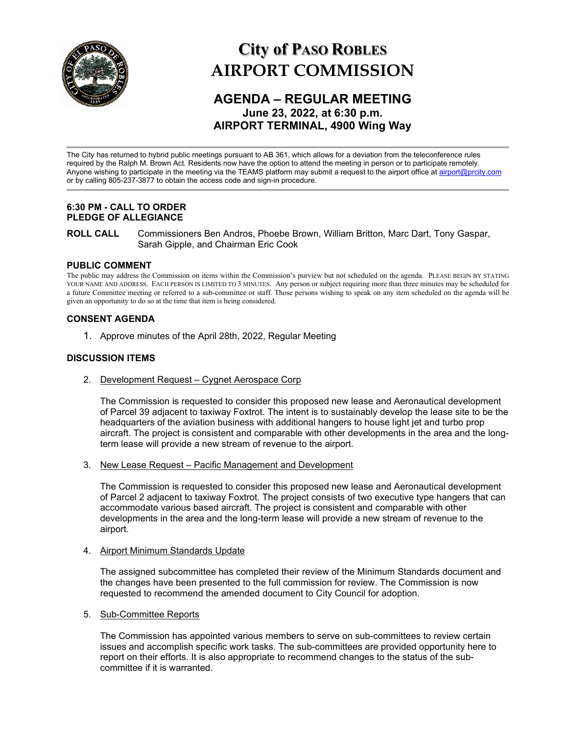# City of PASO ROBLES
# AIRPORT COMMISSION

## AGENDA – REGULAR MEETING
### June 23, 2022, at 6:30 p.m.
### AIRPORT TERMINAL, 4900 Wing Way

---

The City has returned to hybrid public meetings pursuant to AB 361, which allows for a deviation from the teleconference rules required by the Ralph M. Brown Act. Residents now have the option to attend the meeting in person or to participate remotely. Anyone wishing to participate in the meeting via the TEAMS platform may submit a request to the airport office at airport@prcity.com or by calling 805-237-3877 to obtain the access code and sign-in procedure.

---

**6:30 PM - CALL TO ORDER**
**PLEDGE OF ALLEGIANCE**

**ROLL CALL** Commissioners Ben Andros, Phoebe Brown, William Britton, Marc Dart, Tony Gaspar, Sarah Gipple, and Chairman Eric Cook

**PUBLIC COMMENT**

The public may address the Commission on items within the Commission's purview but not scheduled on the agenda. PLEASE BEGIN BY STATING YOUR NAME AND ADDRESS. EACH PERSON IS LIMITED TO 3 MINUTES. Any person or subject requiring more than three minutes may be scheduled for a future Committee meeting or referred to a sub-committee or staff. Those persons wishing to speak on any item scheduled on the agenda will be given an opportunity to do so at the time that item is being considered.

**CONSENT AGENDA**

1. Approve minutes of the April 28th, 2022, Regular Meeting

**DISCUSSION ITEMS**

2. Development Request – Cygnet Aerospace Corp

   The Commission is requested to consider this proposed new lease and Aeronautical development of Parcel 39 adjacent to taxiway Foxtrot. The intent is to sustainably develop the lease site to be the headquarters of the aviation business with additional hangers to house light jet and turbo prop aircraft. The project is consistent and comparable with other developments in the area and the long-term lease will provide a new stream of revenue to the airport.

3. New Lease Request – Pacific Management and Development

   The Commission is requested to consider this proposed new lease and Aeronautical development of Parcel 2 adjacent to taxiway Foxtrot. The project consists of two executive type hangers that can accommodate various based aircraft. The project is consistent and comparable with other developments in the area and the long-term lease will provide a new stream of revenue to the airport.

4. Airport Minimum Standards Update

   The assigned subcommittee has completed their review of the Minimum Standards document and the changes have been presented to the full commission for review. The Commission is now requested to recommend the amended document to City Council for adoption.

5. Sub-Committee Reports

   The Commission has appointed various members to serve on sub-committees to review certain issues and accomplish specific work tasks. The sub-committees are provided opportunity here to report on their efforts. It is also appropriate to recommend changes to the status of the sub-committee if it is warranted.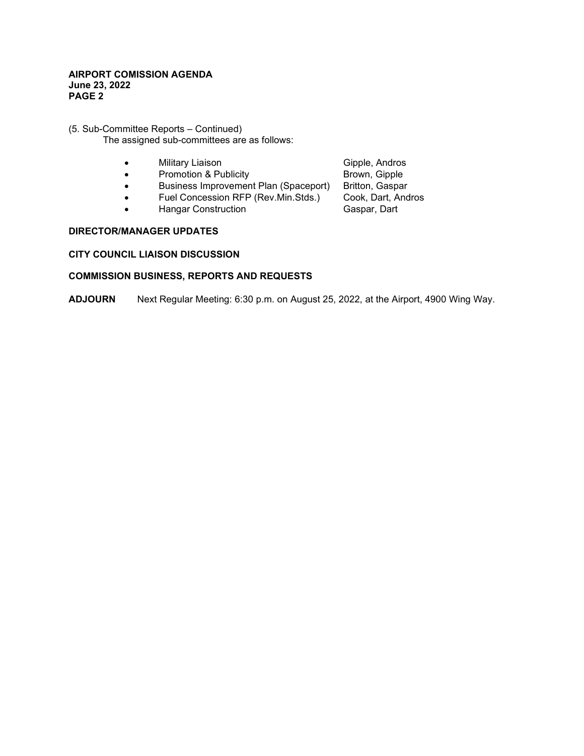(5. Sub-Committee Reports – Continued)

The assigned sub-committees are as follows:

- Military Liaison — Gipple, Andros
- Promotion & Publicity — Brown, Gipple
- Business Improvement Plan (Spaceport) — Britton, Gaspar
- Fuel Concession RFP (Rev.Min.Stds.) — Cook, Dart, Andros
- Hangar Construction — Gaspar, Dart

**DIRECTOR/MANAGER UPDATES**

**CITY COUNCIL LIAISON DISCUSSION**

**COMMISSION BUSINESS, REPORTS AND REQUESTS**

**ADJOURN** Next Regular Meeting: 6:30 p.m. on August 25, 2022, at the Airport, 4900 Wing Way.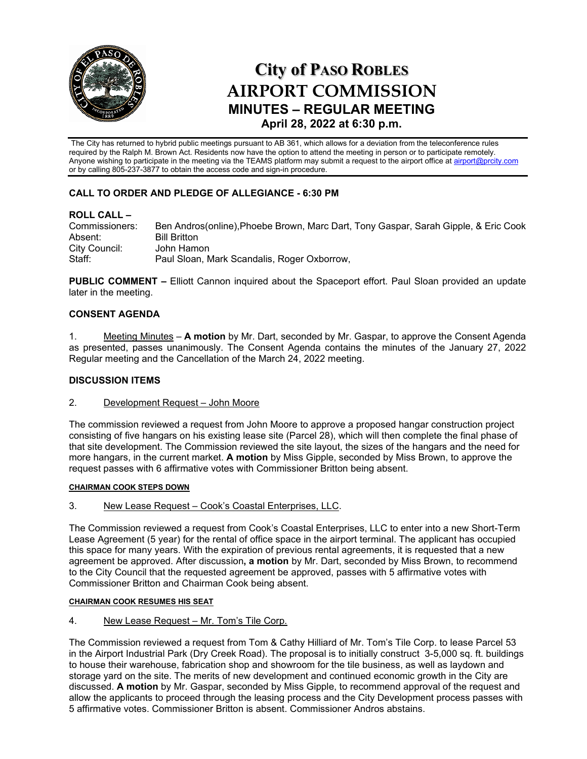# City of Paso Robles
# AIRPORT COMMISSION
## MINUTES – REGULAR MEETING
### April 28, 2022 at 6:30 p.m.

The City has returned to hybrid public meetings pursuant to AB 361, which allows for a deviation from the teleconference rules required by the Ralph M. Brown Act. Residents now have the option to attend the meeting in person or to participate remotely. Anyone wishing to participate in the meeting via the TEAMS platform may submit a request to the airport office at airport@prcity.com or by calling 805-237-3877 to obtain the access code and sign-in procedure.

**CALL TO ORDER AND PLEDGE OF ALLEGIANCE - 6:30 PM**

**ROLL CALL –**

Commissioners: Ben Andros(online),Phoebe Brown, Marc Dart, Tony Gaspar, Sarah Gipple, & Eric Cook
Absent: Bill Britton
City Council: John Hamon
Staff: Paul Sloan, Mark Scandalis, Roger Oxborrow,

**PUBLIC COMMENT –** Elliott Cannon inquired about the Spaceport effort. Paul Sloan provided an update later in the meeting.

**CONSENT AGENDA**

1. Meeting Minutes – **A motion** by Mr. Dart, seconded by Mr. Gaspar, to approve the Consent Agenda as presented, passes unanimously. The Consent Agenda contains the minutes of the January 27, 2022 Regular meeting and the Cancellation of the March 24, 2022 meeting.

**DISCUSSION ITEMS**

2. Development Request – John Moore

The commission reviewed a request from John Moore to approve a proposed hangar construction project consisting of five hangars on his existing lease site (Parcel 28), which will then complete the final phase of that site development. The Commission reviewed the site layout, the sizes of the hangars and the need for more hangars, in the current market. **A motion** by Miss Gipple, seconded by Miss Brown, to approve the request passes with 6 affirmative votes with Commissioner Britton being absent.

**CHAIRMAN COOK STEPS DOWN**

3. New Lease Request – Cook's Coastal Enterprises, LLC.

The Commission reviewed a request from Cook's Coastal Enterprises, LLC to enter into a new Short-Term Lease Agreement (5 year) for the rental of office space in the airport terminal. The applicant has occupied this space for many years. With the expiration of previous rental agreements, it is requested that a new agreement be approved. After discussion**, a motion** by Mr. Dart, seconded by Miss Brown, to recommend to the City Council that the requested agreement be approved, passes with 5 affirmative votes with Commissioner Britton and Chairman Cook being absent.

**CHAIRMAN COOK RESUMES HIS SEAT**

4. New Lease Request – Mr. Tom's Tile Corp.

The Commission reviewed a request from Tom & Cathy Hilliard of Mr. Tom's Tile Corp. to lease Parcel 53 in the Airport Industrial Park (Dry Creek Road). The proposal is to initially construct 3-5,000 sq. ft. buildings to house their warehouse, fabrication shop and showroom for the tile business, as well as laydown and storage yard on the site. The merits of new development and continued economic growth in the City are discussed. **A motion** by Mr. Gaspar, seconded by Miss Gipple, to recommend approval of the request and allow the applicants to proceed through the leasing process and the City Development process passes with 5 affirmative votes. Commissioner Britton is absent. Commissioner Andros abstains.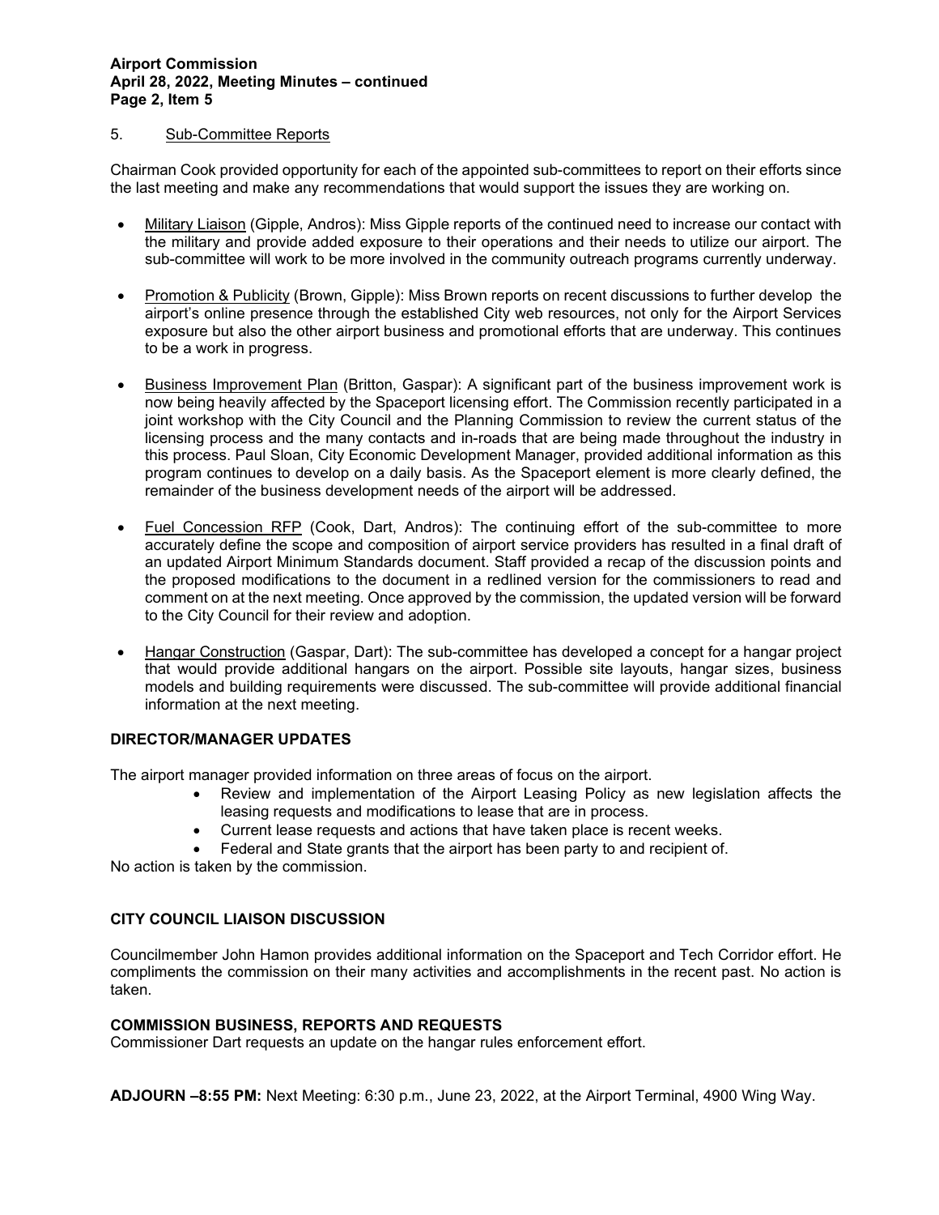5. Sub-Committee Reports

Chairman Cook provided opportunity for each of the appointed sub-committees to report on their efforts since the last meeting and make any recommendations that would support the issues they are working on.

- Military Liaison (Gipple, Andros): Miss Gipple reports of the continued need to increase our contact with the military and provide added exposure to their operations and their needs to utilize our airport. The sub-committee will work to be more involved in the community outreach programs currently underway.
- Promotion & Publicity (Brown, Gipple): Miss Brown reports on recent discussions to further develop the airport's online presence through the established City web resources, not only for the Airport Services exposure but also the other airport business and promotional efforts that are underway. This continues to be a work in progress.
- Business Improvement Plan (Britton, Gaspar): A significant part of the business improvement work is now being heavily affected by the Spaceport licensing effort. The Commission recently participated in a joint workshop with the City Council and the Planning Commission to review the current status of the licensing process and the many contacts and in-roads that are being made throughout the industry in this process. Paul Sloan, City Economic Development Manager, provided additional information as this program continues to develop on a daily basis. As the Spaceport element is more clearly defined, the remainder of the business development needs of the airport will be addressed.
- Fuel Concession RFP (Cook, Dart, Andros): The continuing effort of the sub-committee to more accurately define the scope and composition of airport service providers has resulted in a final draft of an updated Airport Minimum Standards document. Staff provided a recap of the discussion points and the proposed modifications to the document in a redlined version for the commissioners to read and comment on at the next meeting. Once approved by the commission, the updated version will be forward to the City Council for their review and adoption.
- Hangar Construction (Gaspar, Dart): The sub-committee has developed a concept for a hangar project that would provide additional hangars on the airport. Possible site layouts, hangar sizes, business models and building requirements were discussed. The sub-committee will provide additional financial information at the next meeting.

**DIRECTOR/MANAGER UPDATES**

The airport manager provided information on three areas of focus on the airport.

- Review and implementation of the Airport Leasing Policy as new legislation affects the leasing requests and modifications to lease that are in process.
- Current lease requests and actions that have taken place is recent weeks.
- Federal and State grants that the airport has been party to and recipient of.

No action is taken by the commission.

**CITY COUNCIL LIAISON DISCUSSION**

Councilmember John Hamon provides additional information on the Spaceport and Tech Corridor effort. He compliments the commission on their many activities and accomplishments in the recent past. No action is taken.

**COMMISSION BUSINESS, REPORTS AND REQUESTS**

Commissioner Dart requests an update on the hangar rules enforcement effort.

**ADJOURN –8:55 PM:** Next Meeting: 6:30 p.m., June 23, 2022, at the Airport Terminal, 4900 Wing Way.